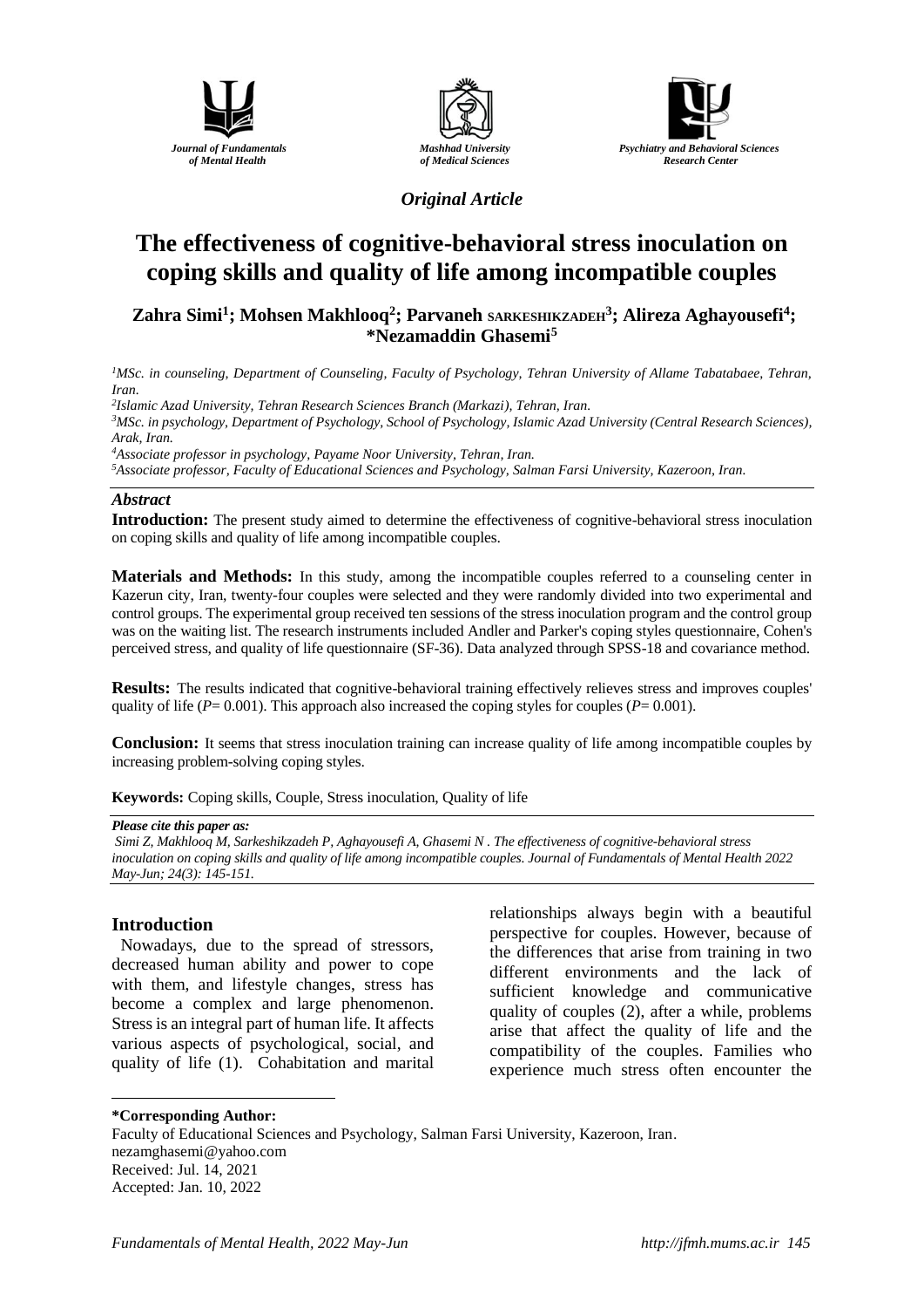*Journal of Fundamentals of Mental Health*

*Mashhad University of Medical Sciences*

*Psychiatry and Behavioral Sciences Research Center*

*Original Article*

# The effectiveness of cognitive-behavioral stress inoculation on coping skills and quality of life among incompatible couples

**Zahra Simi[1]; Mohsen Makhlooq[2]; Parvaneh SARKESHIKZADEH[3]; Alireza Aghayousefi[4]; *Nezamaddin Ghasemi[5]**

[1] *MSc. in counseling, Department of Counseling, Faculty of Psychology, Tehran University of Allame Tabatabaee, Tehran, Iran.*

[2] *Islamic Azad University, Tehran Research Sciences Branch (Markazi), Tehran, Iran.*

[3] *MSc. in psychology, Department of Psychology, School of Psychology, Islamic Azad University (Central Research Sciences), Arak, Iran.*

[4] *Associate professor in psychology, Payame Noor University, Tehran, Iran.*

[5] *Associate professor, Faculty of Educational Sciences and Psychology, Salman Farsi University, Kazeroon, Iran.*

## *Abstract*

**Introduction:** The present study aimed to determine the effectiveness of cognitive-behavioral stress inoculation on coping skills and quality of life among incompatible couples.

**Materials and Methods:** In this study, among the incompatible couples referred to a counseling center in Kazerun city, Iran, twenty-four couples were selected and they were randomly divided into two experimental and control groups. The experimental group received ten sessions of the stress inoculation program and the control group was on the waiting list. The research instruments included Andler and Parker's coping styles questionnaire, Cohen's perceived stress, and quality of life questionnaire (SF-36). Data analyzed through SPSS-18 and covariance method.

**Results:** The results indicated that cognitive-behavioral training effectively relieves stress and improves couples' quality of life (*P*= 0.001). This approach also increased the coping styles for couples (*P*= 0.001).

**Conclusion:** It seems that stress inoculation training can increase quality of life among incompatible couples by increasing problem-solving coping styles.

**Keywords:** Coping skills, Couple, Stress inoculation, Quality of life

***Please cite this paper as:***
*Simi Z, Makhlooq M, Sarkeshikzadeh P, Aghayousefi A, Ghasemi N . The effectiveness of cognitive-behavioral stress inoculation on coping skills and quality of life among incompatible couples. Journal of Fundamentals of Mental Health 2022 May-Jun; 24(3): 145-151.*

## Introduction

Nowadays, due to the spread of stressors, decreased human ability and power to cope with them, and lifestyle changes, stress has become a complex and large phenomenon. Stress is an integral part of human life. It affects various aspects of psychological, social, and quality of life (1). Cohabitation and marital relationships always begin with a beautiful perspective for couples. However, because of the differences that arise from training in two different environments and the lack of sufficient knowledge and communicative quality of couples (2), after a while, problems arise that affect the quality of life and the compatibility of the couples. Families who experience much stress often encounter the

---

***Corresponding Author:**
Faculty of Educational Sciences and Psychology, Salman Farsi University, Kazeroon, Iran.
nezamghasemi@yahoo.com
Received: Jul. 14, 2021
Accepted: Jan. 10, 2022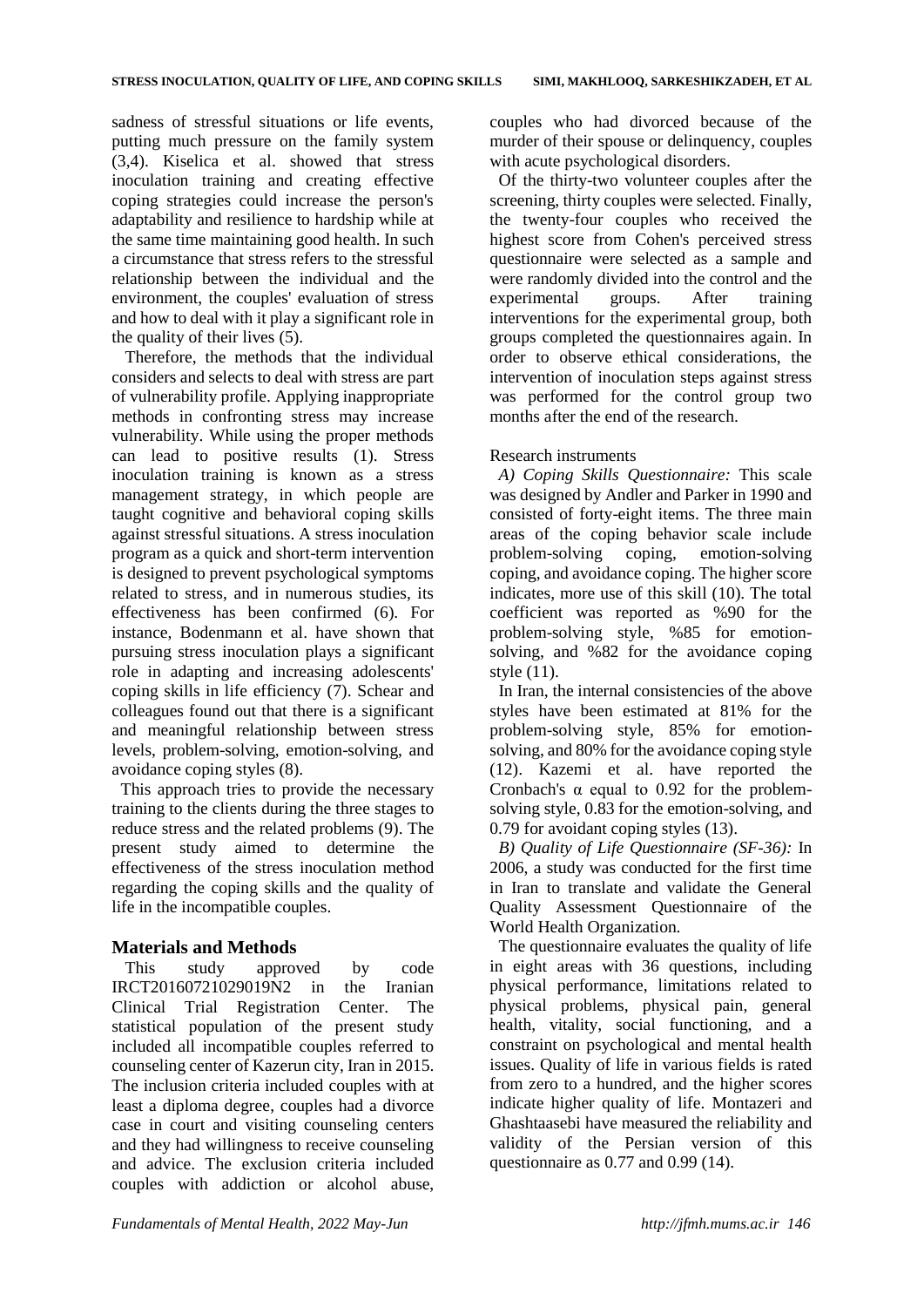sadness of stressful situations or life events, putting much pressure on the family system (3,4). Kiselica et al. showed that stress inoculation training and creating effective coping strategies could increase the person's adaptability and resilience to hardship while at the same time maintaining good health. In such a circumstance that stress refers to the stressful relationship between the individual and the environment, the couples' evaluation of stress and how to deal with it play a significant role in the quality of their lives (5).

Therefore, the methods that the individual considers and selects to deal with stress are part of vulnerability profile. Applying inappropriate methods in confronting stress may increase vulnerability. While using the proper methods can lead to positive results (1). Stress inoculation training is known as a stress management strategy, in which people are taught cognitive and behavioral coping skills against stressful situations. A stress inoculation program as a quick and short-term intervention is designed to prevent psychological symptoms related to stress, and in numerous studies, its effectiveness has been confirmed (6). For instance, Bodenmann et al. have shown that pursuing stress inoculation plays a significant role in adapting and increasing adolescents' coping skills in life efficiency (7). Schear and colleagues found out that there is a significant and meaningful relationship between stress levels, problem-solving, emotion-solving, and avoidance coping styles (8).

This approach tries to provide the necessary training to the clients during the three stages to reduce stress and the related problems (9). The present study aimed to determine the effectiveness of the stress inoculation method regarding the coping skills and the quality of life in the incompatible couples.

## Materials and Methods

This study approved by code IRCT20160721029019N2 in the Iranian Clinical Trial Registration Center. The statistical population of the present study included all incompatible couples referred to counseling center of Kazerun city, Iran in 2015. The inclusion criteria included couples with at least a diploma degree, couples had a divorce case in court and visiting counseling centers and they had willingness to receive counseling and advice. The exclusion criteria included couples with addiction or alcohol abuse, couples who had divorced because of the murder of their spouse or delinquency, couples with acute psychological disorders.

Of the thirty-two volunteer couples after the screening, thirty couples were selected. Finally, the twenty-four couples who received the highest score from Cohen's perceived stress questionnaire were selected as a sample and were randomly divided into the control and the experimental groups. After training interventions for the experimental group, both groups completed the questionnaires again. In order to observe ethical considerations, the intervention of inoculation steps against stress was performed for the control group two months after the end of the research.

Research instruments

*A) Coping Skills Questionnaire:* This scale was designed by Andler and Parker in 1990 and consisted of forty-eight items. The three main areas of the coping behavior scale include problem-solving coping, emotion-solving coping, and avoidance coping. The higher score indicates, more use of this skill (10). The total coefficient was reported as %90 for the problem-solving style, %85 for emotion-solving, and %82 for the avoidance coping style (11).

In Iran, the internal consistencies of the above styles have been estimated at 81% for the problem-solving style, 85% for emotion-solving, and 80% for the avoidance coping style (12). Kazemi et al. have reported the Cronbach's α equal to 0.92 for the problem-solving style, 0.83 for the emotion-solving, and 0.79 for avoidant coping styles (13).

*B) Quality of Life Questionnaire (SF-36):* In 2006, a study was conducted for the first time in Iran to translate and validate the General Quality Assessment Questionnaire of the World Health Organization.

The questionnaire evaluates the quality of life in eight areas with 36 questions, including physical performance, limitations related to physical problems, physical pain, general health, vitality, social functioning, and a constraint on psychological and mental health issues. Quality of life in various fields is rated from zero to a hundred, and the higher scores indicate higher quality of life. Montazeri and Ghashtaasebi have measured the reliability and validity of the Persian version of this questionnaire as 0.77 and 0.99 (14).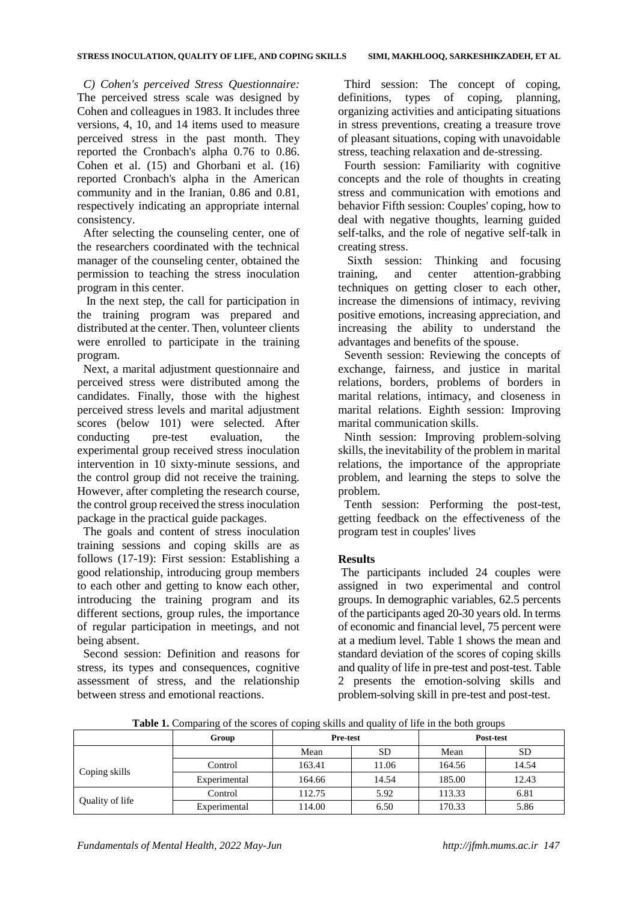*C) Cohen's perceived Stress Questionnaire:* The perceived stress scale was designed by Cohen and colleagues in 1983. It includes three versions, 4, 10, and 14 items used to measure perceived stress in the past month. They reported the Cronbach's alpha 0.76 to 0.86. Cohen et al. (15) and Ghorbani et al. (16) reported Cronbach's alpha in the American community and in the Iranian, 0.86 and 0.81, respectively indicating an appropriate internal consistency.

After selecting the counseling center, one of the researchers coordinated with the technical manager of the counseling center, obtained the permission to teaching the stress inoculation program in this center.

In the next step, the call for participation in the training program was prepared and distributed at the center. Then, volunteer clients were enrolled to participate in the training program.

Next, a marital adjustment questionnaire and perceived stress were distributed among the candidates. Finally, those with the highest perceived stress levels and marital adjustment scores (below 101) were selected. After conducting pre-test evaluation, the experimental group received stress inoculation intervention in 10 sixty-minute sessions, and the control group did not receive the training. However, after completing the research course, the control group received the stress inoculation package in the practical guide packages.

The goals and content of stress inoculation training sessions and coping skills are as follows (17-19): First session: Establishing a good relationship, introducing group members to each other and getting to know each other, introducing the training program and its different sections, group rules, the importance of regular participation in meetings, and not being absent.

Second session: Definition and reasons for stress, its types and consequences, cognitive assessment of stress, and the relationship between stress and emotional reactions.

Third session: The concept of coping, definitions, types of coping, planning, organizing activities and anticipating situations in stress preventions, creating a treasure trove of pleasant situations, coping with unavoidable stress, teaching relaxation and de-stressing.

Fourth session: Familiarity with cognitive concepts and the role of thoughts in creating stress and communication with emotions and behavior Fifth session: Couples' coping, how to deal with negative thoughts, learning guided self-talks, and the role of negative self-talk in creating stress.

Sixth session: Thinking and focusing training, and center attention-grabbing techniques on getting closer to each other, increase the dimensions of intimacy, reviving positive emotions, increasing appreciation, and increasing the ability to understand the advantages and benefits of the spouse.

Seventh session: Reviewing the concepts of exchange, fairness, and justice in marital relations, borders, problems of borders in marital relations, intimacy, and closeness in marital relations. Eighth session: Improving marital communication skills.

Ninth session: Improving problem-solving skills, the inevitability of the problem in marital relations, the importance of the appropriate problem, and learning the steps to solve the problem.

Tenth session: Performing the post-test, getting feedback on the effectiveness of the program test in couples' lives

## Results

The participants included 24 couples were assigned in two experimental and control groups. In demographic variables, 62.5 percents of the participants aged 20-30 years old. In terms of economic and financial level, 75 percent were at a medium level. Table 1 shows the mean and standard deviation of the scores of coping skills and quality of life in pre-test and post-test. Table 2 presents the emotion-solving skills and problem-solving skill in pre-test and post-test.

**Table 1.** Comparing of the scores of coping skills and quality of life in the both groups

| | Group | Pre-test | | Post-test | |
|---|---|---|---|---|---|
| | | Mean | SD | Mean | SD |
| Coping skills | Control | 163.41 | 11.06 | 164.56 | 14.54 |
| | Experimental | 164.66 | 14.54 | 185.00 | 12.43 |
| Quality of life | Control | 112.75 | 5.92 | 113.33 | 6.81 |
| | Experimental | 114.00 | 6.50 | 170.33 | 5.86 |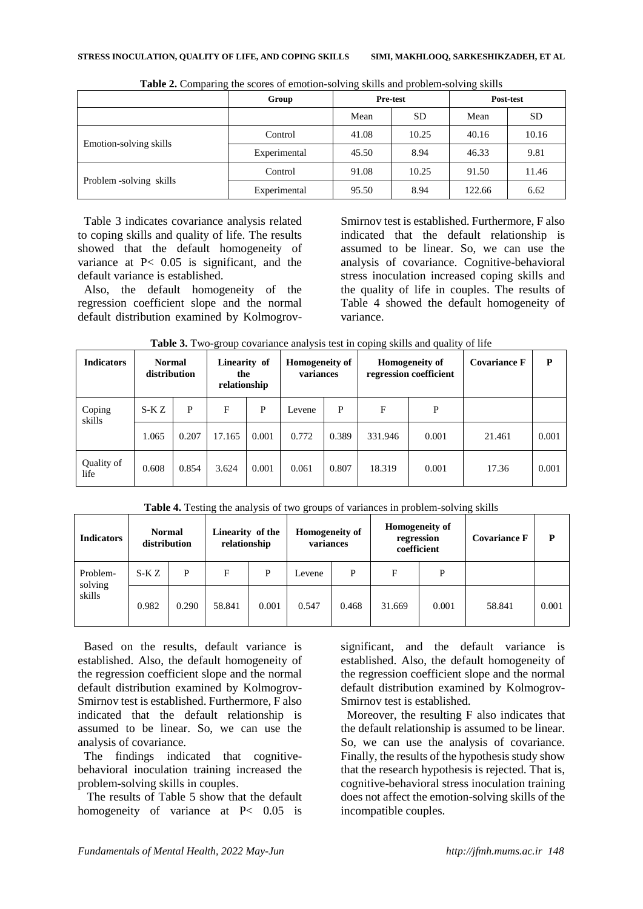**Table 2.** Comparing the scores of emotion-solving skills and problem-solving skills

| | Group | Pre-test | | Post-test | |
|---|---|---|---|---|---|
| | | Mean | SD | Mean | SD |
| Emotion-solving skills | Control | 41.08 | 10.25 | 40.16 | 10.16 |
| | Experimental | 45.50 | 8.94 | 46.33 | 9.81 |
| Problem -solving skills | Control | 91.08 | 10.25 | 91.50 | 11.46 |
| | Experimental | 95.50 | 8.94 | 122.66 | 6.62 |

Table 3 indicates covariance analysis related to coping skills and quality of life. The results showed that the default homogeneity of variance at P< 0.05 is significant, and the default variance is established.

Also, the default homogeneity of the regression coefficient slope and the normal default distribution examined by Kolmogrov-Smirnov test is established. Furthermore, F also indicated that the default relationship is assumed to be linear. So, we can use the analysis of covariance. Cognitive-behavioral stress inoculation increased coping skills and the quality of life in couples. The results of Table 4 showed the default homogeneity of variance.

**Table 3.** Two-group covariance analysis test in coping skills and quality of life

| Indicators | Normal distribution | | Linearity of the relationship | | Homogeneity of variances | | Homogeneity of regression coefficient | | Covariance F | P |
|---|---|---|---|---|---|---|---|---|---|---|
| Coping skills | S-K Z | P | F | P | Levene | P | F | P | | |
| | 1.065 | 0.207 | 17.165 | 0.001 | 0.772 | 0.389 | 331.946 | 0.001 | 21.461 | 0.001 |
| Quality of life | 0.608 | 0.854 | 3.624 | 0.001 | 0.061 | 0.807 | 18.319 | 0.001 | 17.36 | 0.001 |

**Table 4.** Testing the analysis of two groups of variances in problem-solving skills

| Indicators | Normal distribution | | Linearity of the relationship | | Homogeneity of variances | | Homogeneity of regression coefficient | | Covariance F | P |
|---|---|---|---|---|---|---|---|---|---|---|
| Problem-solving skills | S-K Z | P | F | P | Levene | P | F | P | | |
| | 0.982 | 0.290 | 58.841 | 0.001 | 0.547 | 0.468 | 31.669 | 0.001 | 58.841 | 0.001 |

Based on the results, default variance is established. Also, the default homogeneity of the regression coefficient slope and the normal default distribution examined by Kolmogrov-Smirnov test is established. Furthermore, F also indicated that the default relationship is assumed to be linear. So, we can use the analysis of covariance.

The findings indicated that cognitive-behavioral inoculation training increased the problem-solving skills in couples.

The results of Table 5 show that the default homogeneity of variance at P< 0.05 is significant, and the default variance is established. Also, the default homogeneity of the regression coefficient slope and the normal default distribution examined by Kolmogrov-Smirnov test is established.

Moreover, the resulting F also indicates that the default relationship is assumed to be linear. So, we can use the analysis of covariance. Finally, the results of the hypothesis study show that the research hypothesis is rejected. That is, cognitive-behavioral stress inoculation training does not affect the emotion-solving skills of the incompatible couples.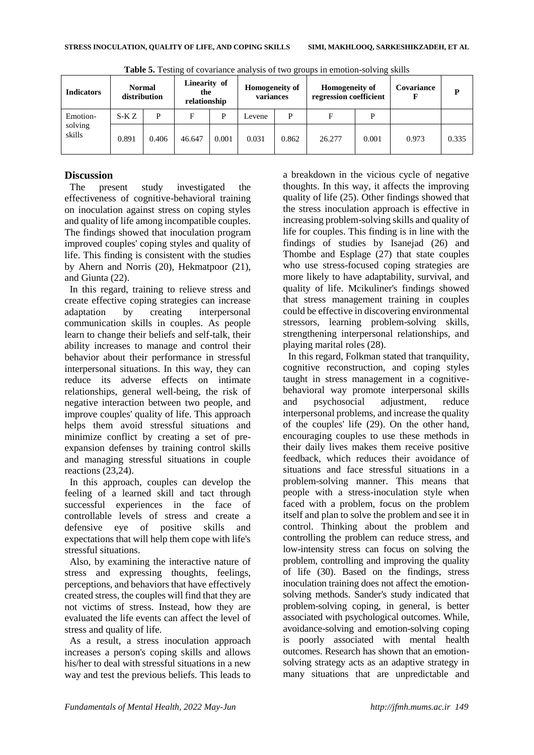**Table 5.** Testing of covariance analysis of two groups in emotion-solving skills

| Indicators | Normal distribution | | Linearity of the relationship | | Homogeneity of variances | | Homogeneity of regression coefficient | | Covariance F | P |
|---|---|---|---|---|---|---|---|---|---|---|
| Emotion-solving skills | S-K Z | P | F | P | Levene | P | F | P | | |
| | 0.891 | 0.406 | 46.647 | 0.001 | 0.031 | 0.862 | 26.277 | 0.001 | 0.973 | 0.335 |

## Discussion

The present study investigated the effectiveness of cognitive-behavioral training on inoculation against stress on coping styles and quality of life among incompatible couples. The findings showed that inoculation program improved couples' coping styles and quality of life. This finding is consistent with the studies by Ahern and Norris (20), Hekmatpoor (21), and Giunta (22).

In this regard, training to relieve stress and create effective coping strategies can increase adaptation by creating interpersonal communication skills in couples. As people learn to change their beliefs and self-talk, their ability increases to manage and control their behavior about their performance in stressful interpersonal situations. In this way, they can reduce its adverse effects on intimate relationships, general well-being, the risk of negative interaction between two people, and improve couples' quality of life. This approach helps them avoid stressful situations and minimize conflict by creating a set of pre-expansion defenses by training control skills and managing stressful situations in couple reactions (23,24).

In this approach, couples can develop the feeling of a learned skill and tact through successful experiences in the face of controllable levels of stress and create a defensive eye of positive skills and expectations that will help them cope with life's stressful situations.

Also, by examining the interactive nature of stress and expressing thoughts, feelings, perceptions, and behaviors that have effectively created stress, the couples will find that they are not victims of stress. Instead, how they are evaluated the life events can affect the level of stress and quality of life.

As a result, a stress inoculation approach increases a person's coping skills and allows his/her to deal with stressful situations in a new way and test the previous beliefs. This leads to a breakdown in the vicious cycle of negative thoughts. In this way, it affects the improving quality of life (25). Other findings showed that the stress inoculation approach is effective in increasing problem-solving skills and quality of life for couples. This finding is in line with the findings of studies by Isanejad (26) and Thombe and Esplage (27) that state couples who use stress-focused coping strategies are more likely to have adaptability, survival, and quality of life. Mcikuliner's findings showed that stress management training in couples could be effective in discovering environmental stressors, learning problem-solving skills, strengthening interpersonal relationships, and playing marital roles (28).

In this regard, Folkman stated that tranquility, cognitive reconstruction, and coping styles taught in stress management in a cognitive-behavioral way promote interpersonal skills and psychosocial adjustment, reduce interpersonal problems, and increase the quality of the couples' life (29). On the other hand, encouraging couples to use these methods in their daily lives makes them receive positive feedback, which reduces their avoidance of situations and face stressful situations in a problem-solving manner. This means that people with a stress-inoculation style when faced with a problem, focus on the problem itself and plan to solve the problem and see it in control. Thinking about the problem and controlling the problem can reduce stress, and low-intensity stress can focus on solving the problem, controlling and improving the quality of life (30). Based on the findings, stress inoculation training does not affect the emotion-solving methods. Sander's study indicated that problem-solving coping, in general, is better associated with psychological outcomes. While, avoidance-solving and emotion-solving coping is poorly associated with mental health outcomes. Research has shown that an emotion-solving strategy acts as an adaptive strategy in many situations that are unpredictable and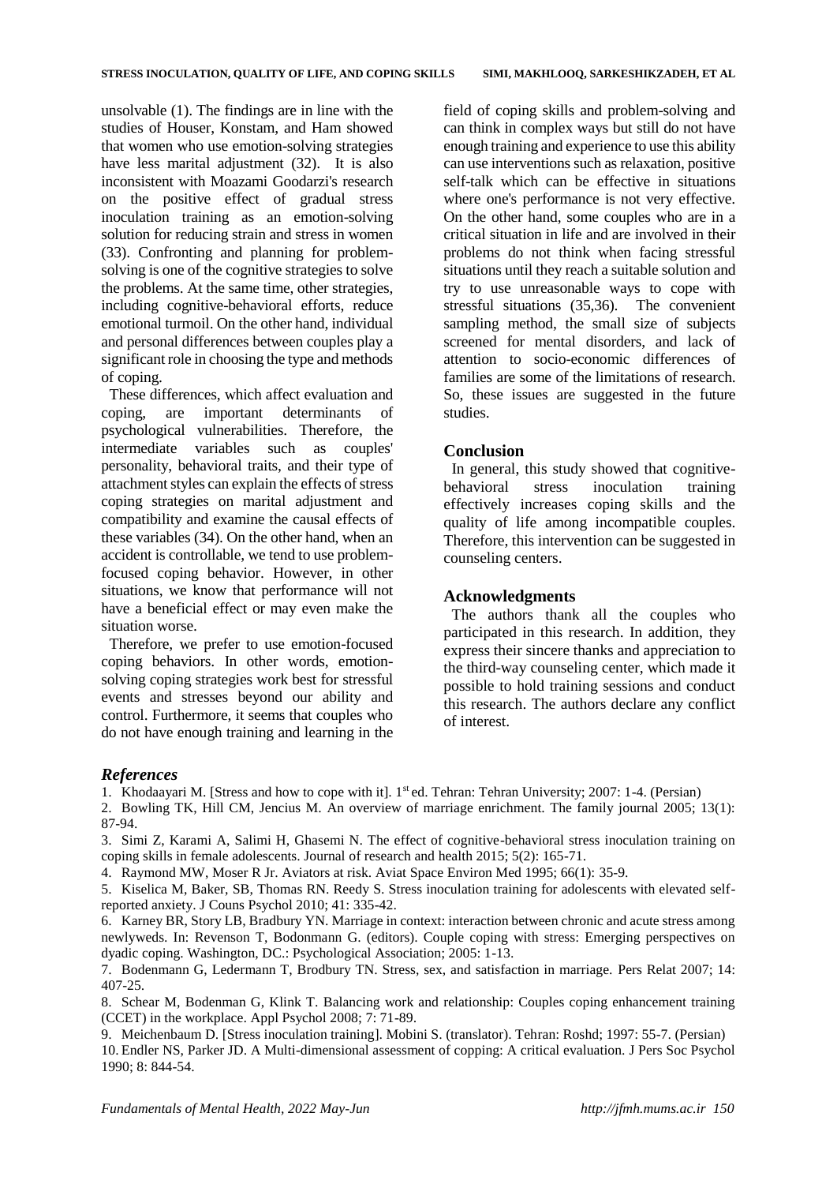unsolvable (1). The findings are in line with the studies of Houser, Konstam, and Ham showed that women who use emotion-solving strategies have less marital adjustment (32). It is also inconsistent with Moazami Goodarzi's research on the positive effect of gradual stress inoculation training as an emotion-solving solution for reducing strain and stress in women (33). Confronting and planning for problem-solving is one of the cognitive strategies to solve the problems. At the same time, other strategies, including cognitive-behavioral efforts, reduce emotional turmoil. On the other hand, individual and personal differences between couples play a significant role in choosing the type and methods of coping.

These differences, which affect evaluation and coping, are important determinants of psychological vulnerabilities. Therefore, the intermediate variables such as couples' personality, behavioral traits, and their type of attachment styles can explain the effects of stress coping strategies on marital adjustment and compatibility and examine the causal effects of these variables (34). On the other hand, when an accident is controllable, we tend to use problem-focused coping behavior. However, in other situations, we know that performance will not have a beneficial effect or may even make the situation worse.

Therefore, we prefer to use emotion-focused coping behaviors. In other words, emotion-solving coping strategies work best for stressful events and stresses beyond our ability and control. Furthermore, it seems that couples who do not have enough training and learning in the field of coping skills and problem-solving and can think in complex ways but still do not have enough training and experience to use this ability can use interventions such as relaxation, positive self-talk which can be effective in situations where one's performance is not very effective. On the other hand, some couples who are in a critical situation in life and are involved in their problems do not think when facing stressful situations until they reach a suitable solution and try to use unreasonable ways to cope with stressful situations (35,36). The convenient sampling method, the small size of subjects screened for mental disorders, and lack of attention to socio-economic differences of families are some of the limitations of research. So, these issues are suggested in the future studies.

## Conclusion

In general, this study showed that cognitive-behavioral stress inoculation training effectively increases coping skills and the quality of life among incompatible couples. Therefore, this intervention can be suggested in counseling centers.

## Acknowledgments

The authors thank all the couples who participated in this research. In addition, they express their sincere thanks and appreciation to the third-way counseling center, which made it possible to hold training sessions and conduct this research. The authors declare any conflict of interest.

## *References*

1. Khodaayari M. [Stress and how to cope with it]. 1st ed. Tehran: Tehran University; 2007: 1-4. (Persian)
2. Bowling TK, Hill CM, Jencius M. An overview of marriage enrichment. The family journal 2005; 13(1): 87-94.
3. Simi Z, Karami A, Salimi H, Ghasemi N. The effect of cognitive-behavioral stress inoculation training on coping skills in female adolescents. Journal of research and health 2015; 5(2): 165-71.
4. Raymond MW, Moser R Jr. Aviators at risk. Aviat Space Environ Med 1995; 66(1): 35-9.
5. Kiselica M, Baker, SB, Thomas RN. Reedy S. Stress inoculation training for adolescents with elevated self-reported anxiety. J Couns Psychol 2010; 41: 335-42.
6. Karney BR, Story LB, Bradbury YN. Marriage in context: interaction between chronic and acute stress among newlyweds. In: Revenson T, Bodonmann G. (editors). Couple coping with stress: Emerging perspectives on dyadic coping. Washington, DC.: Psychological Association; 2005: 1-13.
7. Bodenmann G, Ledermann T, Brodbury TN. Stress, sex, and satisfaction in marriage. Pers Relat 2007; 14: 407-25.
8. Schear M, Bodenman G, Klink T. Balancing work and relationship: Couples coping enhancement training (CCET) in the workplace. Appl Psychol 2008; 7: 71-89.
9. Meichenbaum D. [Stress inoculation training]. Mobini S. (translator). Tehran: Roshd; 1997: 55-7. (Persian)
10. Endler NS, Parker JD. A Multi-dimensional assessment of copping: A critical evaluation. J Pers Soc Psychol 1990; 8: 844-54.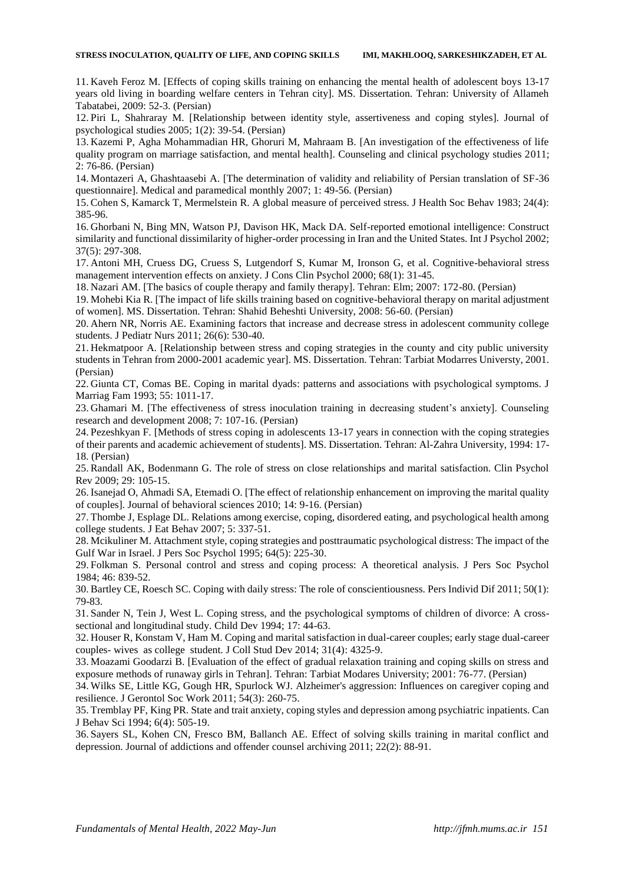11. Kaveh Feroz M. [Effects of coping skills training on enhancing the mental health of adolescent boys 13-17 years old living in boarding welfare centers in Tehran city]. MS. Dissertation. Tehran: University of Allameh Tabatabei, 2009: 52-3. (Persian)

12. Piri L, Shahraray M. [Relationship between identity style, assertiveness and coping styles]. Journal of psychological studies 2005; 1(2): 39-54. (Persian)

13. Kazemi P, Agha Mohammadian HR, Ghoruri M, Mahraam B. [An investigation of the effectiveness of life quality program on marriage satisfaction, and mental health]. Counseling and clinical psychology studies 2011; 2: 76-86. (Persian)

14. Montazeri A, Ghashtaasebi A. [The determination of validity and reliability of Persian translation of SF-36 questionnaire]. Medical and paramedical monthly 2007; 1: 49-56. (Persian)

15. Cohen S, Kamarck T, Mermelstein R. A global measure of perceived stress. J Health Soc Behav 1983; 24(4): 385-96.

16. Ghorbani N, Bing MN, Watson PJ, Davison HK, Mack DA. Self-reported emotional intelligence: Construct similarity and functional dissimilarity of higher-order processing in Iran and the United States. Int J Psychol 2002; 37(5): 297-308.

17. Antoni MH, Cruess DG, Cruess S, Lutgendorf S, Kumar M, Ironson G, et al. Cognitive-behavioral stress management intervention effects on anxiety. J Cons Clin Psychol 2000; 68(1): 31-45.

18. Nazari AM. [The basics of couple therapy and family therapy]. Tehran: Elm; 2007: 172-80. (Persian)

19. Mohebi Kia R. [The impact of life skills training based on cognitive-behavioral therapy on marital adjustment of women]. MS. Dissertation. Tehran: Shahid Beheshti University, 2008: 56-60. (Persian)

20. Ahern NR, Norris AE. Examining factors that increase and decrease stress in adolescent community college students. J Pediatr Nurs 2011; 26(6): 530-40.

21. Hekmatpoor A. [Relationship between stress and coping strategies in the county and city public university students in Tehran from 2000-2001 academic year]. MS. Dissertation. Tehran: Tarbiat Modarres Universty, 2001. (Persian)

22. Giunta CT, Comas BE. Coping in marital dyads: patterns and associations with psychological symptoms. J Marriag Fam 1993; 55: 1011-17.

23. Ghamari M. [The effectiveness of stress inoculation training in decreasing student's anxiety]. Counseling research and development 2008; 7: 107-16. (Persian)

24. Pezeshkyan F. [Methods of stress coping in adolescents 13-17 years in connection with the coping strategies of their parents and academic achievement of students]. MS. Dissertation. Tehran: Al-Zahra University, 1994: 17-18. (Persian)

25. Randall AK, Bodenmann G. The role of stress on close relationships and marital satisfaction. Clin Psychol Rev 2009; 29: 105-15.

26. Isanejad O, Ahmadi SA, Etemadi O. [The effect of relationship enhancement on improving the marital quality of couples]. Journal of behavioral sciences 2010; 14: 9-16. (Persian)

27. Thombe J, Esplage DL. Relations among exercise, coping, disordered eating, and psychological health among college students. J Eat Behav 2007; 5: 337-51.

28. Mcikuliner M. Attachment style, coping strategies and posttraumatic psychological distress: The impact of the Gulf War in Israel. J Pers Soc Psychol 1995; 64(5): 225-30.

29. Folkman S. Personal control and stress and coping process: A theoretical analysis. J Pers Soc Psychol 1984; 46: 839-52.

30. Bartley CE, Roesch SC. Coping with daily stress: The role of conscientiousness. Pers Individ Dif 2011; 50(1): 79-83.

31. Sander N, Tein J, West L. Coping stress, and the psychological symptoms of children of divorce: A cross-sectional and longitudinal study. Child Dev 1994; 17: 44-63.

32. Houser R, Konstam V, Ham M. Coping and marital satisfaction in dual-career couples; early stage dual-career couples- wives as college student. J Coll Stud Dev 2014; 31(4): 4325-9.

33. Moazami Goodarzi B. [Evaluation of the effect of gradual relaxation training and coping skills on stress and exposure methods of runaway girls in Tehran]. Tehran: Tarbiat Modares University; 2001: 76-77. (Persian)

34. Wilks SE, Little KG, Gough HR, Spurlock WJ. Alzheimer's aggression: Influences on caregiver coping and resilience. J Gerontol Soc Work 2011; 54(3): 260-75.

35. Tremblay PF, King PR. State and trait anxiety, coping styles and depression among psychiatric inpatients. Can J Behav Sci 1994; 6(4): 505-19.

36. Sayers SL, Kohen CN, Fresco BM, Ballanch AE. Effect of solving skills training in marital conflict and depression. Journal of addictions and offender counsel archiving 2011; 22(2): 88-91.